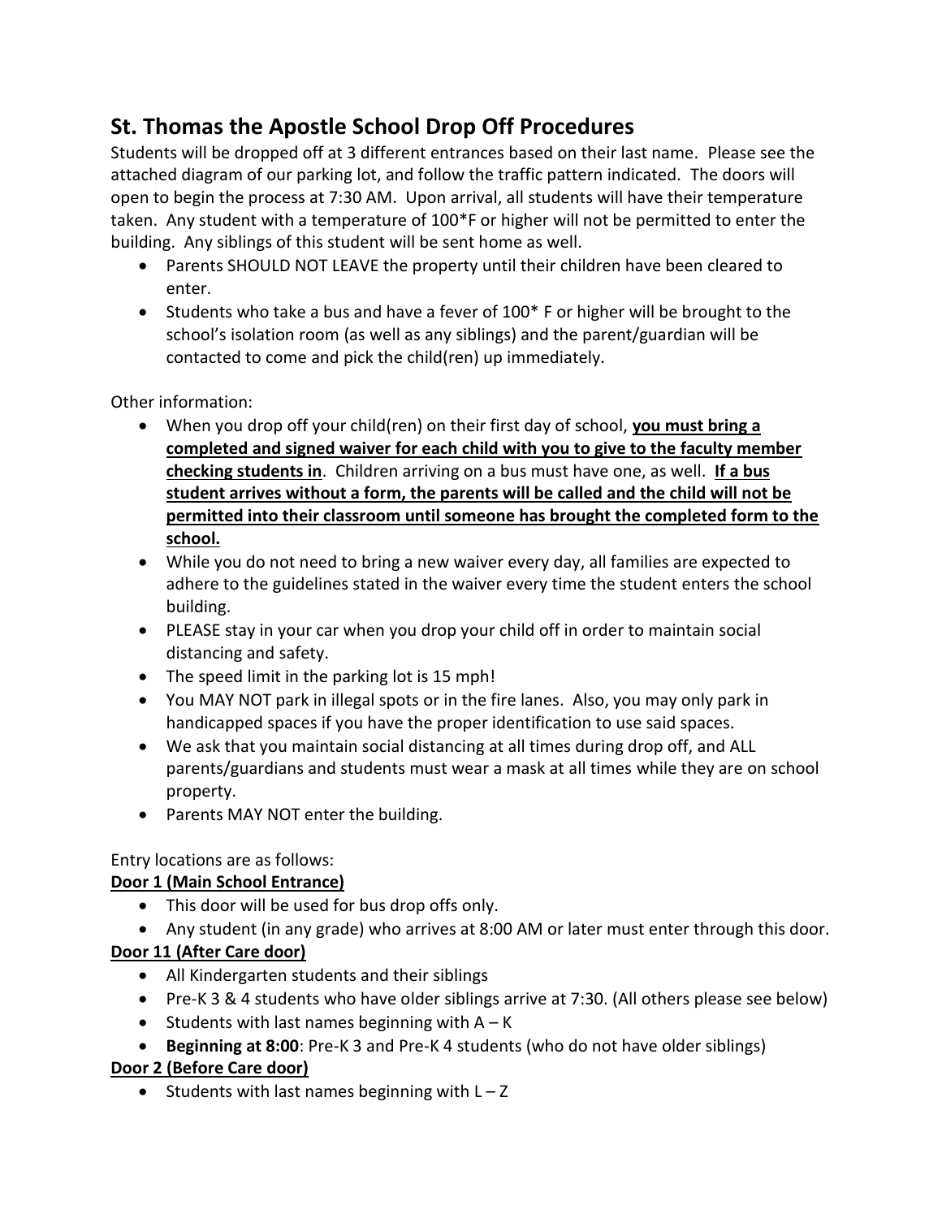# St. Thomas the Apostle School Drop Off Procedures

Students will be dropped off at 3 different entrances based on their last name. Please see the attached diagram of our parking lot, and follow the traffic pattern indicated. The doors will open to begin the process at 7:30 AM. Upon arrival, all students will have their temperature taken. Any student with a temperature of 100*F or higher will not be permitted to enter the building. Any siblings of this student will be sent home as well.

- Parents SHOULD NOT LEAVE the property until their children have been cleared to enter.
- Students who take a bus and have a fever of 100* F or higher will be brought to the school's isolation room (as well as any siblings) and the parent/guardian will be contacted to come and pick the child(ren) up immediately.

Other information:

- When you drop off your child(ren) on their first day of school, **<u>you must bring a completed and signed waiver for each child with you to give to the faculty member checking students in</u>**. Children arriving on a bus must have one, as well. **<u>If a bus student arrives without a form, the parents will be called and the child will not be permitted into their classroom until someone has brought the completed form to the school.</u>**
- While you do not need to bring a new waiver every day, all families are expected to adhere to the guidelines stated in the waiver every time the student enters the school building.
- PLEASE stay in your car when you drop your child off in order to maintain social distancing and safety.
- The speed limit in the parking lot is 15 mph!
- You MAY NOT park in illegal spots or in the fire lanes. Also, you may only park in handicapped spaces if you have the proper identification to use said spaces.
- We ask that you maintain social distancing at all times during drop off, and ALL parents/guardians and students must wear a mask at all times while they are on school property.
- Parents MAY NOT enter the building.

Entry locations are as follows:

**<u>Door 1 (Main School Entrance)</u>**

- This door will be used for bus drop offs only.
- Any student (in any grade) who arrives at 8:00 AM or later must enter through this door.

**<u>Door 11 (After Care door)</u>**

- All Kindergarten students and their siblings
- Pre-K 3 & 4 students who have older siblings arrive at 7:30. (All others please see below)
- Students with last names beginning with A – K
- **Beginning at 8:00**: Pre-K 3 and Pre-K 4 students (who do not have older siblings)

**<u>Door 2 (Before Care door)</u>**

- Students with last names beginning with L – Z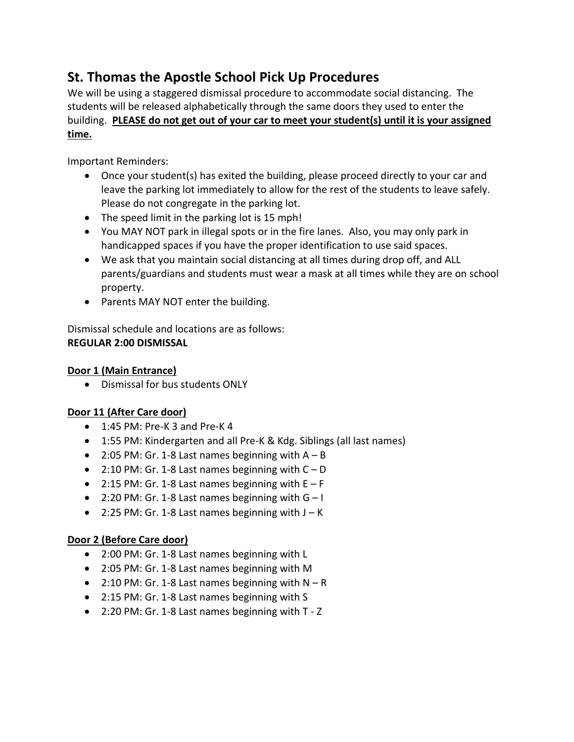## St. Thomas the Apostle School Pick Up Procedures

We will be using a staggered dismissal procedure to accommodate social distancing. The students will be released alphabetically through the same doors they used to enter the building. **<u>PLEASE do not get out of your car to meet your student(s) until it is your assigned time.</u>**

Important Reminders:

- Once your student(s) has exited the building, please proceed directly to your car and leave the parking lot immediately to allow for the rest of the students to leave safely. Please do not congregate in the parking lot.
- The speed limit in the parking lot is 15 mph!
- You MAY NOT park in illegal spots or in the fire lanes. Also, you may only park in handicapped spaces if you have the proper identification to use said spaces.
- We ask that you maintain social distancing at all times during drop off, and ALL parents/guardians and students must wear a mask at all times while they are on school property.
- Parents MAY NOT enter the building.

Dismissal schedule and locations are as follows:

**REGULAR 2:00 DISMISSAL**

**<u>Door 1 (Main Entrance)</u>**

- Dismissal for bus students ONLY

**<u>Door 11 (After Care door)</u>**

- 1:45 PM: Pre-K 3 and Pre-K 4
- 1:55 PM: Kindergarten and all Pre-K & Kdg. Siblings (all last names)
- 2:05 PM: Gr. 1-8 Last names beginning with A – B
- 2:10 PM: Gr. 1-8 Last names beginning with C – D
- 2:15 PM: Gr. 1-8 Last names beginning with E – F
- 2:20 PM: Gr. 1-8 Last names beginning with G – I
- 2:25 PM: Gr. 1-8 Last names beginning with J – K

**<u>Door 2 (Before Care door)</u>**

- 2:00 PM: Gr. 1-8 Last names beginning with L
- 2:05 PM: Gr. 1-8 Last names beginning with M
- 2:10 PM: Gr. 1-8 Last names beginning with N – R
- 2:15 PM: Gr. 1-8 Last names beginning with S
- 2:20 PM: Gr. 1-8 Last names beginning with T - Z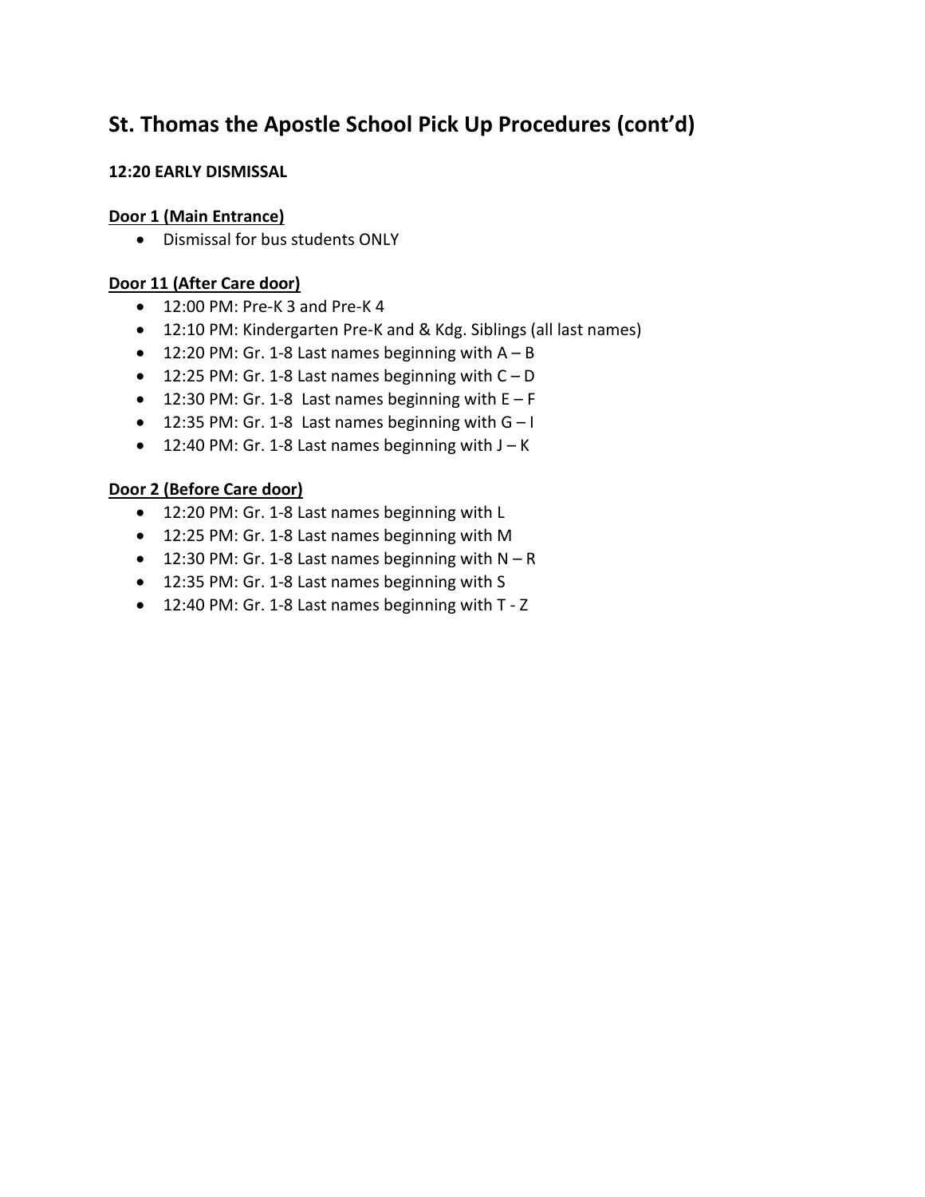## St. Thomas the Apostle School Pick Up Procedures (cont'd)

**12:20 EARLY DISMISSAL**

**Door 1 (Main Entrance)**

- Dismissal for bus students ONLY

**Door 11 (After Care door)**

- 12:00 PM: Pre-K 3 and Pre-K 4
- 12:10 PM: Kindergarten Pre-K and & Kdg. Siblings (all last names)
- 12:20 PM: Gr. 1-8 Last names beginning with A – B
- 12:25 PM: Gr. 1-8 Last names beginning with C – D
- 12:30 PM: Gr. 1-8 Last names beginning with E – F
- 12:35 PM: Gr. 1-8 Last names beginning with G – I
- 12:40 PM: Gr. 1-8 Last names beginning with J – K

**Door 2 (Before Care door)**

- 12:20 PM: Gr. 1-8 Last names beginning with L
- 12:25 PM: Gr. 1-8 Last names beginning with M
- 12:30 PM: Gr. 1-8 Last names beginning with N – R
- 12:35 PM: Gr. 1-8 Last names beginning with S
- 12:40 PM: Gr. 1-8 Last names beginning with T - Z